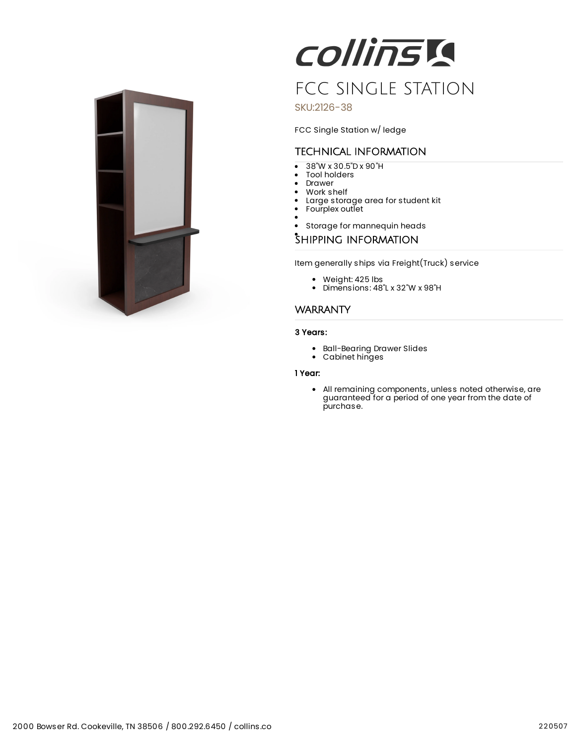# FCC SINGLE STATION

SKU:2126-38

FCC Single Station w/ ledge

## TECHNICAL INFORMATION

- 38"W x 30.5"D x 90"H
- Tool holders
- Drawer
- Work shelf
- Large storage area for student kit
- Fourplex outlet
- 
- Storage for mannequin heads
- 

## SHIPPING INFORMATION

Item generally ships via Freight(Truck) service

- Weight: 425 lbs
- Dimensions: 48"L x 32"W x 98"H

## WARRANTY

**3 Years:**

- Ball-Bearing Drawer Slides
- Cabinet hinges

**1 Year:**

- All remaining components, unless noted otherwise, are guaranteed for a period of one year from the date of purchase.

2000 Bowser Rd. Cookeville, TN 38506 / 800.292.6450 / collins.co

220507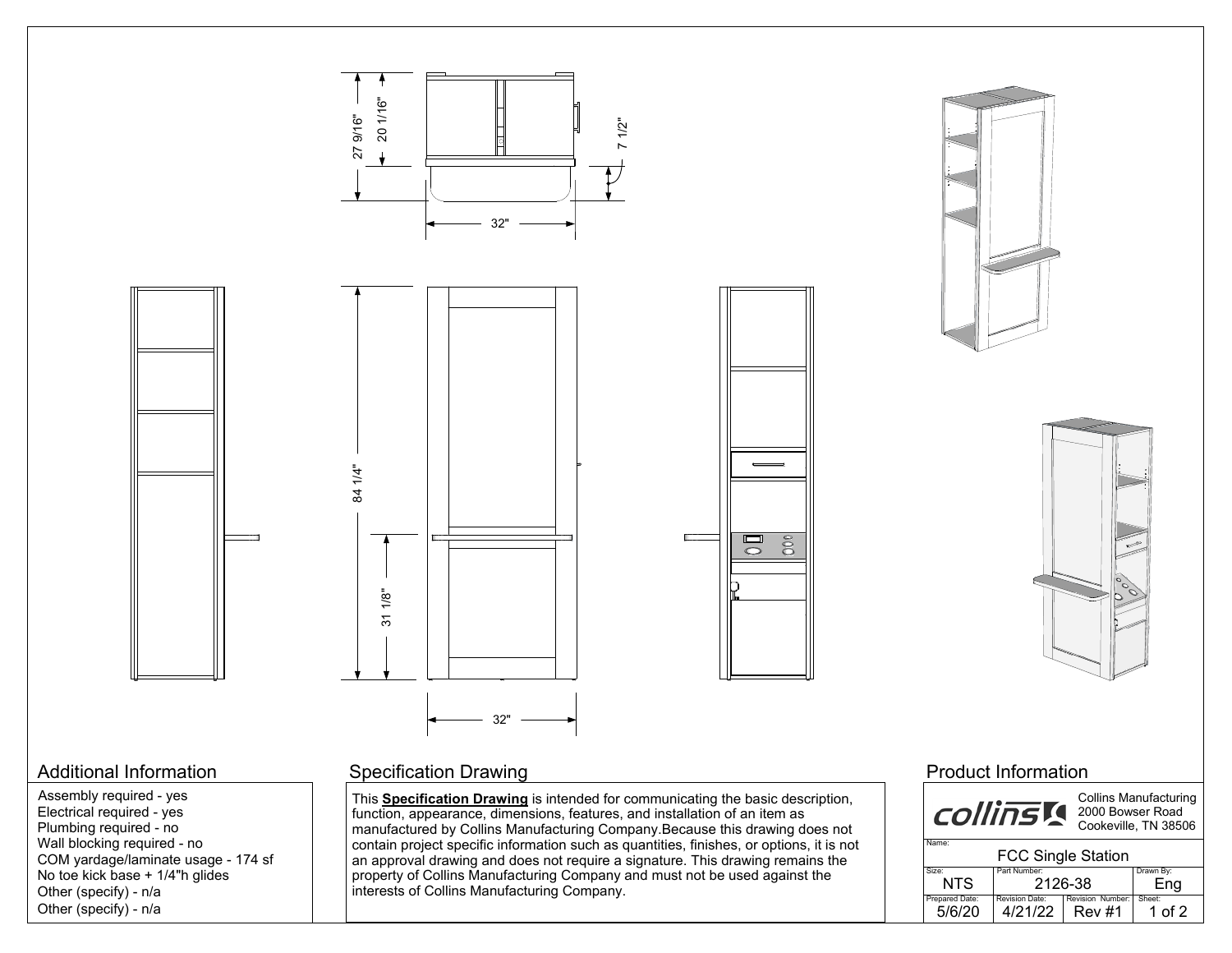27 9/16"

20 1/16"

7 1/2"

32"

84 1/4"

31 1/8"

32"

## Additional Information

Assembly required - yes
Electrical required - yes
Plumbing required - no
Wall blocking required - no
COM yardage/laminate usage - 174 sf
No toe kick base + 1/4"h glides
Other (specify) - n/a
Other (specify) - n/a

## Specification Drawing

This **Specification Drawing** is intended for communicating the basic description, function, appearance, dimensions, features, and installation of an item as manufactured by Collins Manufacturing Company.Because this drawing does not contain project specific information such as quantities, finishes, or options, it is not an approval drawing and does not require a signature. This drawing remains the property of Collins Manufacturing Company and must not be used against the interests of Collins Manufacturing Company.

## Product Information

collins

Collins Manufacturing
2000 Bowser Road
Cookeville, TN 38506

| Name: | | | |
| --- | --- | --- | --- |
| FCC Single Station | | | |
| Size: NTS | Part Number: 2126-38 | | Drawn By: Eng |
| Prepared Date: 5/6/20 | Revision Date: 4/21/22 | Revision Number: Rev #1 | Sheet: 1 of 2 |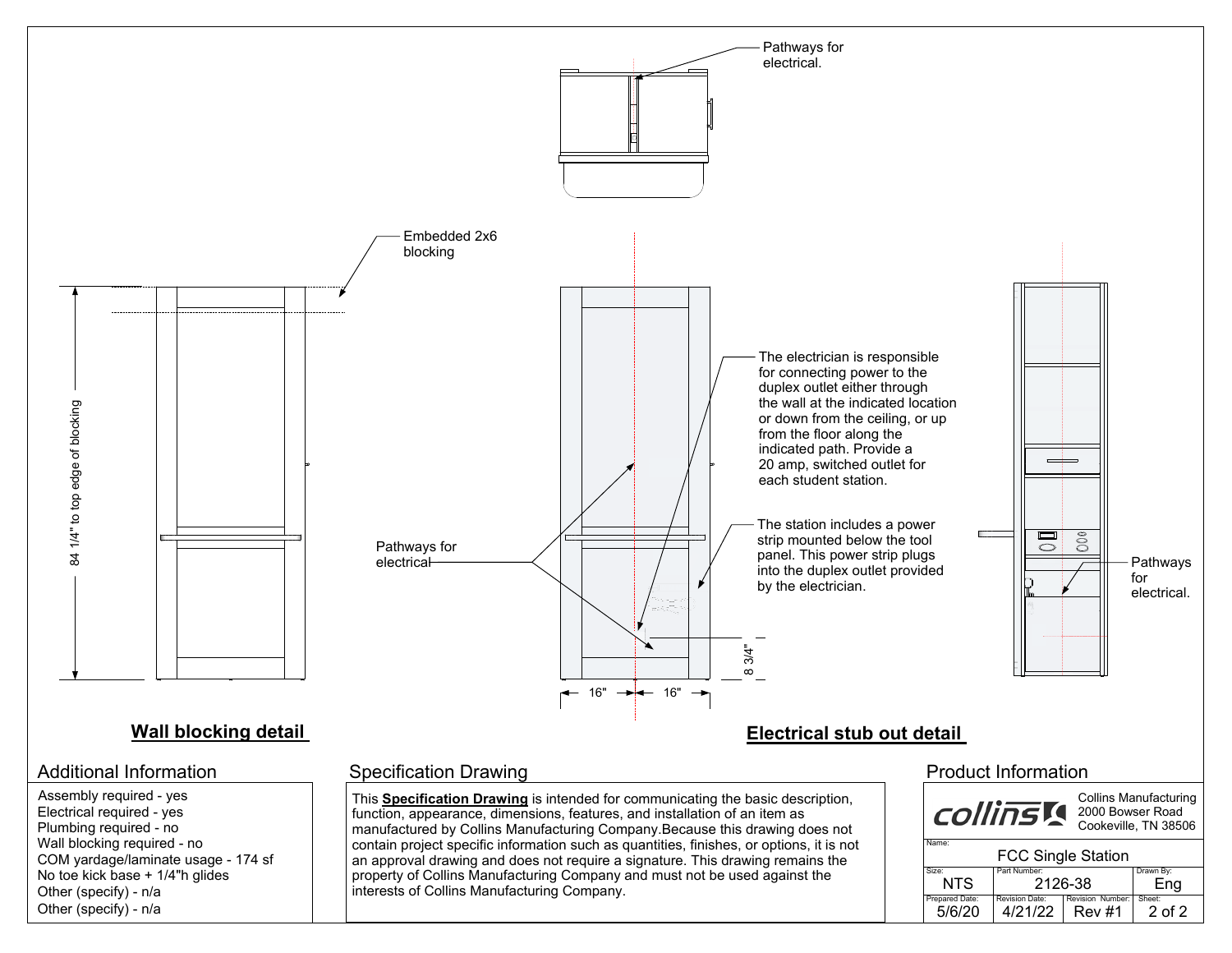Pathways for electrical.

Embedded 2x6 blocking

84 1/4" to top edge of blocking

The electrician is responsible for connecting power to the duplex outlet either through the wall at the indicated location or down from the ceiling, or up from the floor along the indicated path. Provide a 20 amp, switched outlet for each student station.

The station includes a power strip mounted below the tool panel. This power strip plugs into the duplex outlet provided by the electrician.

Pathways for electrical

Pathways for electrical.

8 3/4"

16" 16"

**Wall blocking detail**

**Electrical stub out detail**

## Additional Information

Assembly required - yes
Electrical required - yes
Plumbing required - no
Wall blocking required - no
COM yardage/laminate usage - 174 sf
No toe kick base + 1/4"h glides
Other (specify) - n/a
Other (specify) - n/a

## Specification Drawing

This **Specification Drawing** is intended for communicating the basic description, function, appearance, dimensions, features, and installation of an item as manufactured by Collins Manufacturing Company.Because this drawing does not contain project specific information such as quantities, finishes, or options, it is not an approval drawing and does not require a signature. This drawing remains the property of Collins Manufacturing Company and must not be used against the interests of Collins Manufacturing Company.

## Product Information

collins

Collins Manufacturing
2000 Bowser Road
Cookeville, TN 38506

Name: FCC Single Station

| Size: | Part Number: | | Drawn By: |
|---|---|---|---|
| NTS | 2126-38 | | Eng |
| Prepared Date: | Revision Date: | Revision Number: | Sheet: |
| 5/6/20 | 4/21/22 | Rev #1 | 2 of 2 |